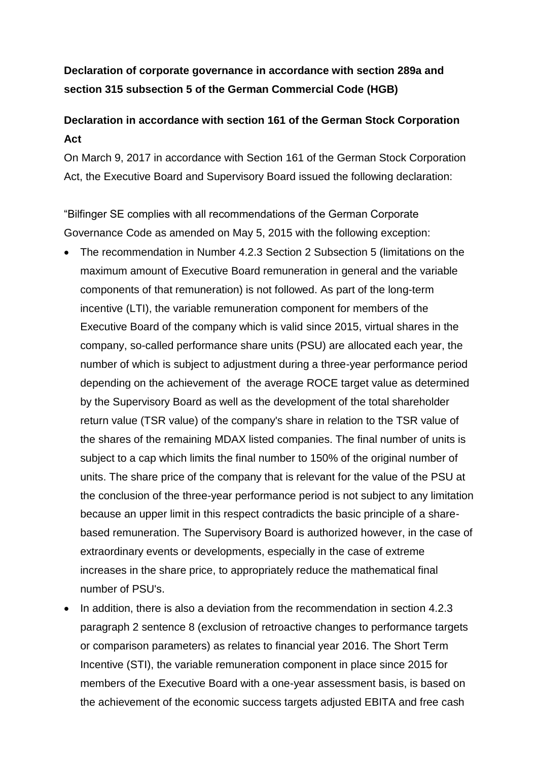**Declaration of corporate governance in accordance with section 289a and section 315 subsection 5 of the German Commercial Code (HGB)**

**Declaration in accordance with section 161 of the German Stock Corporation Act**

On March 9, 2017 in accordance with Section 161 of the German Stock Corporation Act, the Executive Board and Supervisory Board issued the following declaration:

"Bilfinger SE complies with all recommendations of the German Corporate Governance Code as amended on May 5, 2015 with the following exception:

- The recommendation in Number 4.2.3 Section 2 Subsection 5 (limitations on the maximum amount of Executive Board remuneration in general and the variable components of that remuneration) is not followed. As part of the long-term incentive (LTI), the variable remuneration component for members of the Executive Board of the company which is valid since 2015, virtual shares in the company, so-called performance share units (PSU) are allocated each year, the number of which is subject to adjustment during a three-year performance period depending on the achievement of the average ROCE target value as determined by the Supervisory Board as well as the development of the total shareholder return value (TSR value) of the company's share in relation to the TSR value of the shares of the remaining MDAX listed companies. The final number of units is subject to a cap which limits the final number to 150% of the original number of units. The share price of the company that is relevant for the value of the PSU at the conclusion of the three-year performance period is not subject to any limitation because an upper limit in this respect contradicts the basic principle of a share-based remuneration. The Supervisory Board is authorized however, in the case of extraordinary events or developments, especially in the case of extreme increases in the share price, to appropriately reduce the mathematical final number of PSU's.
- In addition, there is also a deviation from the recommendation in section 4.2.3 paragraph 2 sentence 8 (exclusion of retroactive changes to performance targets or comparison parameters) as relates to financial year 2016. The Short Term Incentive (STI), the variable remuneration component in place since 2015 for members of the Executive Board with a one-year assessment basis, is based on the achievement of the economic success targets adjusted EBITA and free cash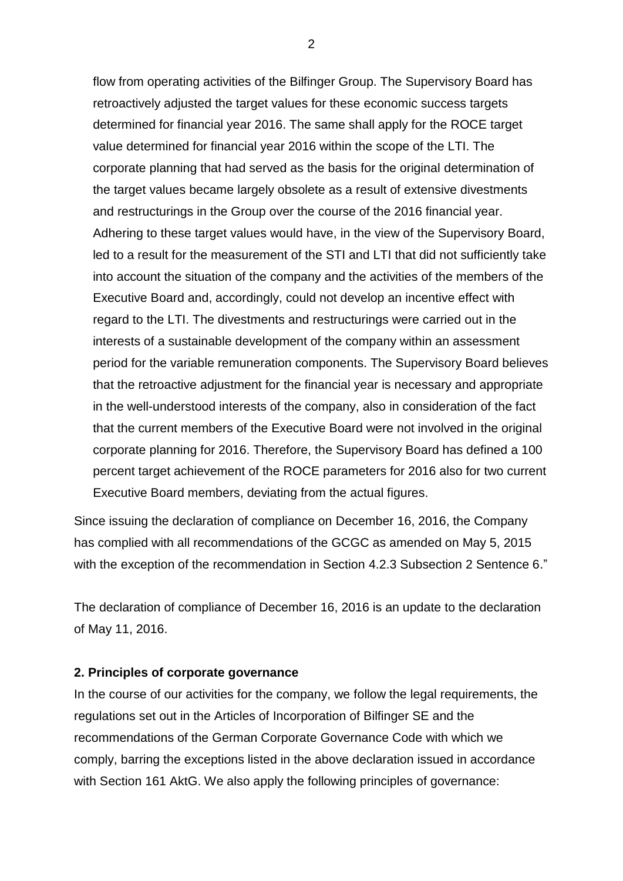flow from operating activities of the Bilfinger Group. The Supervisory Board has retroactively adjusted the target values for these economic success targets determined for financial year 2016. The same shall apply for the ROCE target value determined for financial year 2016 within the scope of the LTI. The corporate planning that had served as the basis for the original determination of the target values became largely obsolete as a result of extensive divestments and restructurings in the Group over the course of the 2016 financial year. Adhering to these target values would have, in the view of the Supervisory Board, led to a result for the measurement of the STI and LTI that did not sufficiently take into account the situation of the company and the activities of the members of the Executive Board and, accordingly, could not develop an incentive effect with regard to the LTI. The divestments and restructurings were carried out in the interests of a sustainable development of the company within an assessment period for the variable remuneration components. The Supervisory Board believes that the retroactive adjustment for the financial year is necessary and appropriate in the well-understood interests of the company, also in consideration of the fact that the current members of the Executive Board were not involved in the original corporate planning for 2016. Therefore, the Supervisory Board has defined a 100 percent target achievement of the ROCE parameters for 2016 also for two current Executive Board members, deviating from the actual figures.

Since issuing the declaration of compliance on December 16, 2016, the Company has complied with all recommendations of the GCGC as amended on May 5, 2015 with the exception of the recommendation in Section 4.2.3 Subsection 2 Sentence 6."

The declaration of compliance of December 16, 2016 is an update to the declaration of May 11, 2016.

**2. Principles of corporate governance**

In the course of our activities for the company, we follow the legal requirements, the regulations set out in the Articles of Incorporation of Bilfinger SE and the recommendations of the German Corporate Governance Code with which we comply, barring the exceptions listed in the above declaration issued in accordance with Section 161 AktG. We also apply the following principles of governance: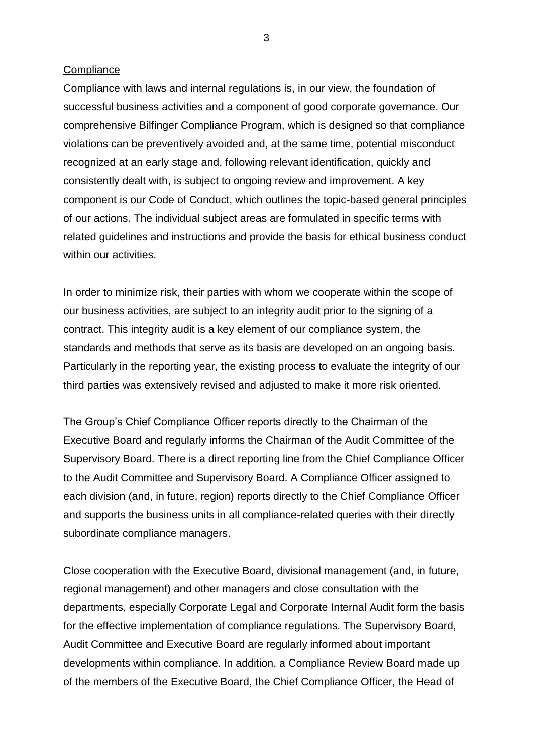Compliance

Compliance with laws and internal regulations is, in our view, the foundation of successful business activities and a component of good corporate governance. Our comprehensive Bilfinger Compliance Program, which is designed so that compliance violations can be preventively avoided and, at the same time, potential misconduct recognized at an early stage and, following relevant identification, quickly and consistently dealt with, is subject to ongoing review and improvement. A key component is our Code of Conduct, which outlines the topic-based general principles of our actions. The individual subject areas are formulated in specific terms with related guidelines and instructions and provide the basis for ethical business conduct within our activities.

In order to minimize risk, their parties with whom we cooperate within the scope of our business activities, are subject to an integrity audit prior to the signing of a contract. This integrity audit is a key element of our compliance system, the standards and methods that serve as its basis are developed on an ongoing basis. Particularly in the reporting year, the existing process to evaluate the integrity of our third parties was extensively revised and adjusted to make it more risk oriented.

The Group's Chief Compliance Officer reports directly to the Chairman of the Executive Board and regularly informs the Chairman of the Audit Committee of the Supervisory Board. There is a direct reporting line from the Chief Compliance Officer to the Audit Committee and Supervisory Board. A Compliance Officer assigned to each division (and, in future, region) reports directly to the Chief Compliance Officer and supports the business units in all compliance-related queries with their directly subordinate compliance managers.

Close cooperation with the Executive Board, divisional management (and, in future, regional management) and other managers and close consultation with the departments, especially Corporate Legal and Corporate Internal Audit form the basis for the effective implementation of compliance regulations. The Supervisory Board, Audit Committee and Executive Board are regularly informed about important developments within compliance. In addition, a Compliance Review Board made up of the members of the Executive Board, the Chief Compliance Officer, the Head of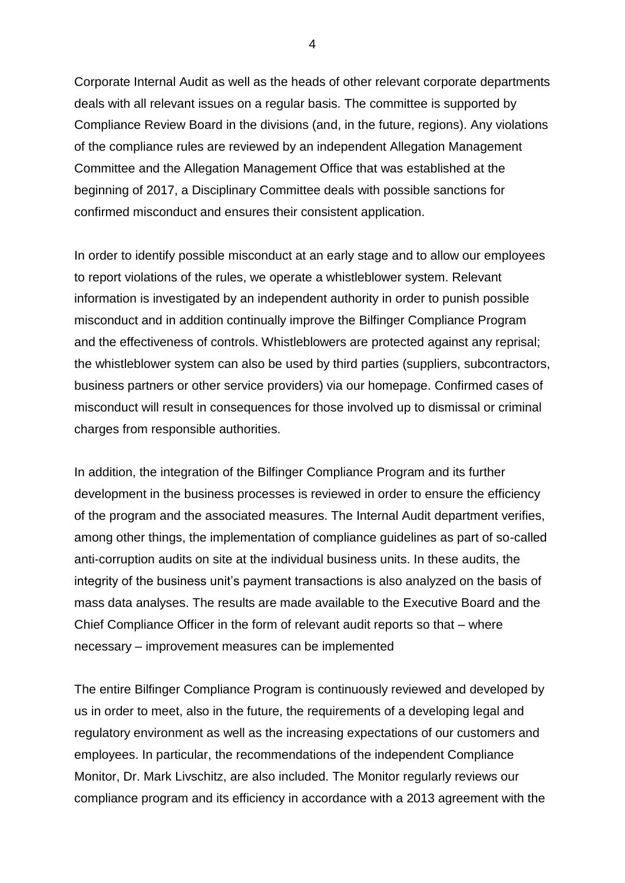Corporate Internal Audit as well as the heads of other relevant corporate departments deals with all relevant issues on a regular basis. The committee is supported by Compliance Review Board in the divisions (and, in the future, regions). Any violations of the compliance rules are reviewed by an independent Allegation Management Committee and the Allegation Management Office that was established at the beginning of 2017, a Disciplinary Committee deals with possible sanctions for confirmed misconduct and ensures their consistent application.

In order to identify possible misconduct at an early stage and to allow our employees to report violations of the rules, we operate a whistleblower system. Relevant information is investigated by an independent authority in order to punish possible misconduct and in addition continually improve the Bilfinger Compliance Program and the effectiveness of controls. Whistleblowers are protected against any reprisal; the whistleblower system can also be used by third parties (suppliers, subcontractors, business partners or other service providers) via our homepage. Confirmed cases of misconduct will result in consequences for those involved up to dismissal or criminal charges from responsible authorities.

In addition, the integration of the Bilfinger Compliance Program and its further development in the business processes is reviewed in order to ensure the efficiency of the program and the associated measures. The Internal Audit department verifies, among other things, the implementation of compliance guidelines as part of so-called anti-corruption audits on site at the individual business units. In these audits, the integrity of the business unit's payment transactions is also analyzed on the basis of mass data analyses. The results are made available to the Executive Board and the Chief Compliance Officer in the form of relevant audit reports so that – where necessary – improvement measures can be implemented

The entire Bilfinger Compliance Program is continuously reviewed and developed by us in order to meet, also in the future, the requirements of a developing legal and regulatory environment as well as the increasing expectations of our customers and employees. In particular, the recommendations of the independent Compliance Monitor, Dr. Mark Livschitz, are also included. The Monitor regularly reviews our compliance program and its efficiency in accordance with a 2013 agreement with the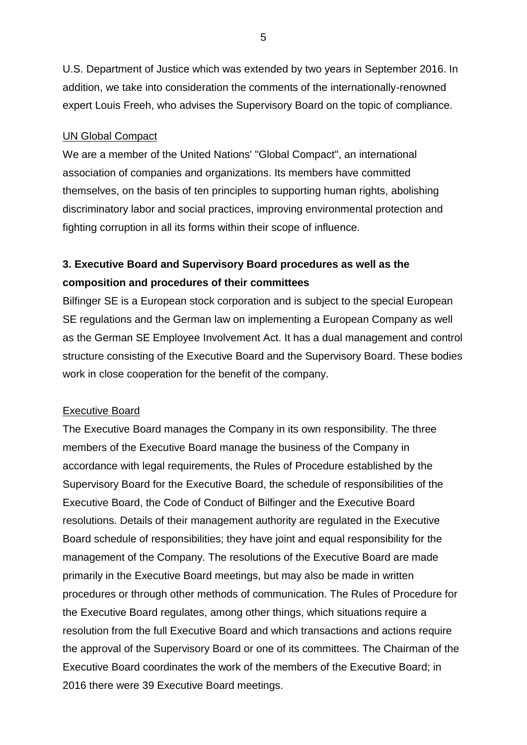U.S. Department of Justice which was extended by two years in September 2016. In addition, we take into consideration the comments of the internationally-renowned expert Louis Freeh, who advises the Supervisory Board on the topic of compliance.

UN Global Compact

We are a member of the United Nations' "Global Compact", an international association of companies and organizations. Its members have committed themselves, on the basis of ten principles to supporting human rights, abolishing discriminatory labor and social practices, improving environmental protection and fighting corruption in all its forms within their scope of influence.

## 3. Executive Board and Supervisory Board procedures as well as the composition and procedures of their committees

Bilfinger SE is a European stock corporation and is subject to the special European SE regulations and the German law on implementing a European Company as well as the German SE Employee Involvement Act. It has a dual management and control structure consisting of the Executive Board and the Supervisory Board. These bodies work in close cooperation for the benefit of the company.

Executive Board

The Executive Board manages the Company in its own responsibility. The three members of the Executive Board manage the business of the Company in accordance with legal requirements, the Rules of Procedure established by the Supervisory Board for the Executive Board, the schedule of responsibilities of the Executive Board, the Code of Conduct of Bilfinger and the Executive Board resolutions. Details of their management authority are regulated in the Executive Board schedule of responsibilities; they have joint and equal responsibility for the management of the Company. The resolutions of the Executive Board are made primarily in the Executive Board meetings, but may also be made in written procedures or through other methods of communication. The Rules of Procedure for the Executive Board regulates, among other things, which situations require a resolution from the full Executive Board and which transactions and actions require the approval of the Supervisory Board or one of its committees. The Chairman of the Executive Board coordinates the work of the members of the Executive Board; in 2016 there were 39 Executive Board meetings.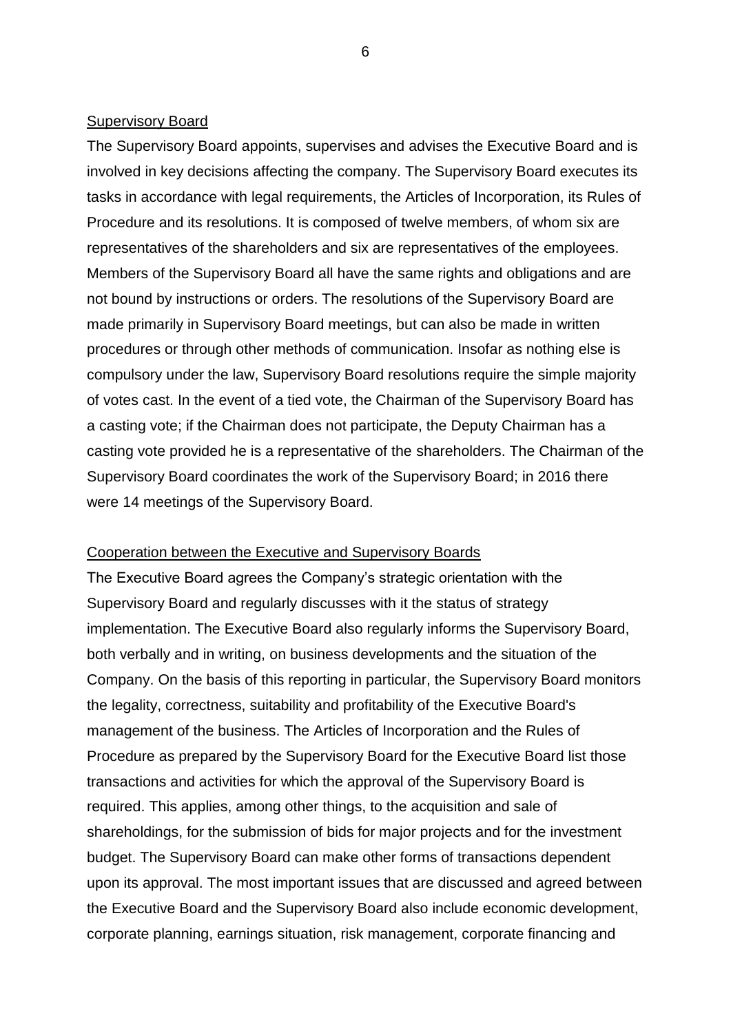## Supervisory Board

The Supervisory Board appoints, supervises and advises the Executive Board and is involved in key decisions affecting the company. The Supervisory Board executes its tasks in accordance with legal requirements, the Articles of Incorporation, its Rules of Procedure and its resolutions. It is composed of twelve members, of whom six are representatives of the shareholders and six are representatives of the employees. Members of the Supervisory Board all have the same rights and obligations and are not bound by instructions or orders. The resolutions of the Supervisory Board are made primarily in Supervisory Board meetings, but can also be made in written procedures or through other methods of communication. Insofar as nothing else is compulsory under the law, Supervisory Board resolutions require the simple majority of votes cast. In the event of a tied vote, the Chairman of the Supervisory Board has a casting vote; if the Chairman does not participate, the Deputy Chairman has a casting vote provided he is a representative of the shareholders. The Chairman of the Supervisory Board coordinates the work of the Supervisory Board; in 2016 there were 14 meetings of the Supervisory Board.

## Cooperation between the Executive and Supervisory Boards

The Executive Board agrees the Company's strategic orientation with the Supervisory Board and regularly discusses with it the status of strategy implementation. The Executive Board also regularly informs the Supervisory Board, both verbally and in writing, on business developments and the situation of the Company. On the basis of this reporting in particular, the Supervisory Board monitors the legality, correctness, suitability and profitability of the Executive Board's management of the business. The Articles of Incorporation and the Rules of Procedure as prepared by the Supervisory Board for the Executive Board list those transactions and activities for which the approval of the Supervisory Board is required. This applies, among other things, to the acquisition and sale of shareholdings, for the submission of bids for major projects and for the investment budget. The Supervisory Board can make other forms of transactions dependent upon its approval. The most important issues that are discussed and agreed between the Executive Board and the Supervisory Board also include economic development, corporate planning, earnings situation, risk management, corporate financing and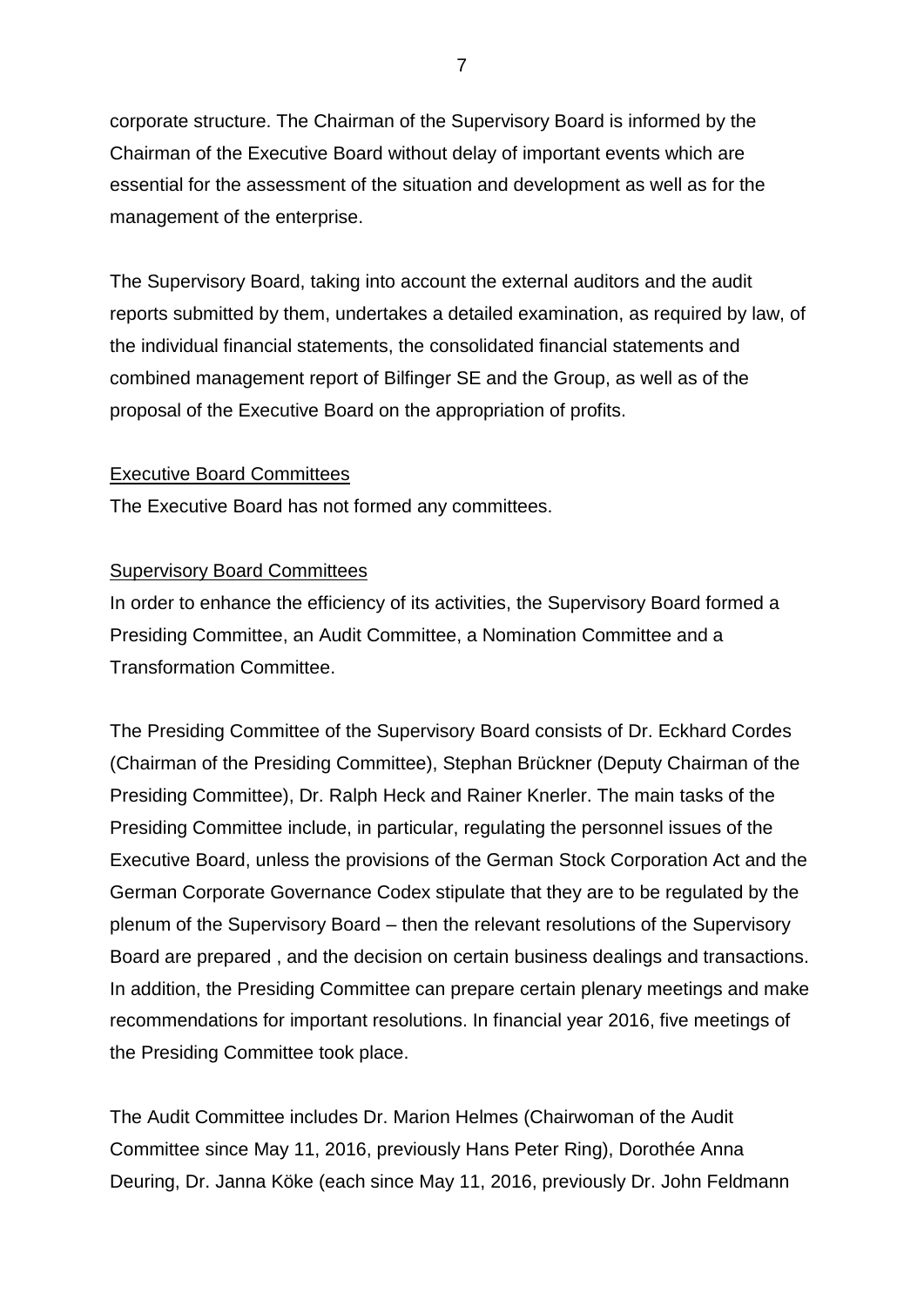corporate structure. The Chairman of the Supervisory Board is informed by the Chairman of the Executive Board without delay of important events which are essential for the assessment of the situation and development as well as for the management of the enterprise.

The Supervisory Board, taking into account the external auditors and the audit reports submitted by them, undertakes a detailed examination, as required by law, of the individual financial statements, the consolidated financial statements and combined management report of Bilfinger SE and the Group, as well as of the proposal of the Executive Board on the appropriation of profits.

<u>Executive Board Committees</u>

The Executive Board has not formed any committees.

<u>Supervisory Board Committees</u>

In order to enhance the efficiency of its activities, the Supervisory Board formed a Presiding Committee, an Audit Committee, a Nomination Committee and a Transformation Committee.

The Presiding Committee of the Supervisory Board consists of Dr. Eckhard Cordes (Chairman of the Presiding Committee), Stephan Brückner (Deputy Chairman of the Presiding Committee), Dr. Ralph Heck and Rainer Knerler. The main tasks of the Presiding Committee include, in particular, regulating the personnel issues of the Executive Board, unless the provisions of the German Stock Corporation Act and the German Corporate Governance Codex stipulate that they are to be regulated by the plenum of the Supervisory Board – then the relevant resolutions of the Supervisory Board are prepared , and the decision on certain business dealings and transactions. In addition, the Presiding Committee can prepare certain plenary meetings and make recommendations for important resolutions. In financial year 2016, five meetings of the Presiding Committee took place.

The Audit Committee includes Dr. Marion Helmes (Chairwoman of the Audit Committee since May 11, 2016, previously Hans Peter Ring), Dorothée Anna Deuring, Dr. Janna Köke (each since May 11, 2016, previously Dr. John Feldmann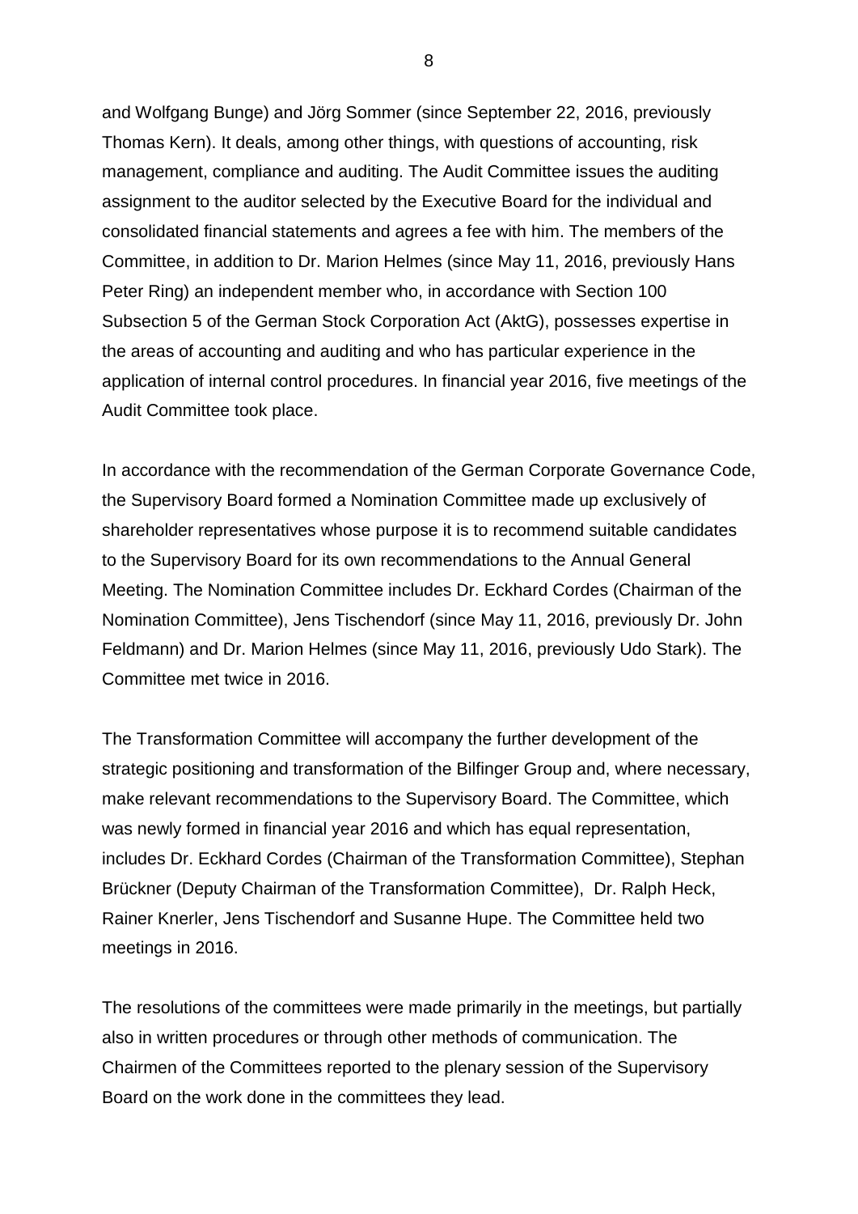and Wolfgang Bunge) and Jörg Sommer (since September 22, 2016, previously Thomas Kern). It deals, among other things, with questions of accounting, risk management, compliance and auditing. The Audit Committee issues the auditing assignment to the auditor selected by the Executive Board for the individual and consolidated financial statements and agrees a fee with him. The members of the Committee, in addition to Dr. Marion Helmes (since May 11, 2016, previously Hans Peter Ring) an independent member who, in accordance with Section 100 Subsection 5 of the German Stock Corporation Act (AktG), possesses expertise in the areas of accounting and auditing and who has particular experience in the application of internal control procedures. In financial year 2016, five meetings of the Audit Committee took place.

In accordance with the recommendation of the German Corporate Governance Code, the Supervisory Board formed a Nomination Committee made up exclusively of shareholder representatives whose purpose it is to recommend suitable candidates to the Supervisory Board for its own recommendations to the Annual General Meeting. The Nomination Committee includes Dr. Eckhard Cordes (Chairman of the Nomination Committee), Jens Tischendorf (since May 11, 2016, previously Dr. John Feldmann) and Dr. Marion Helmes (since May 11, 2016, previously Udo Stark). The Committee met twice in 2016.

The Transformation Committee will accompany the further development of the strategic positioning and transformation of the Bilfinger Group and, where necessary, make relevant recommendations to the Supervisory Board. The Committee, which was newly formed in financial year 2016 and which has equal representation, includes Dr. Eckhard Cordes (Chairman of the Transformation Committee), Stephan Brückner (Deputy Chairman of the Transformation Committee), Dr. Ralph Heck, Rainer Knerler, Jens Tischendorf and Susanne Hupe. The Committee held two meetings in 2016.

The resolutions of the committees were made primarily in the meetings, but partially also in written procedures or through other methods of communication. The Chairmen of the Committees reported to the plenary session of the Supervisory Board on the work done in the committees they lead.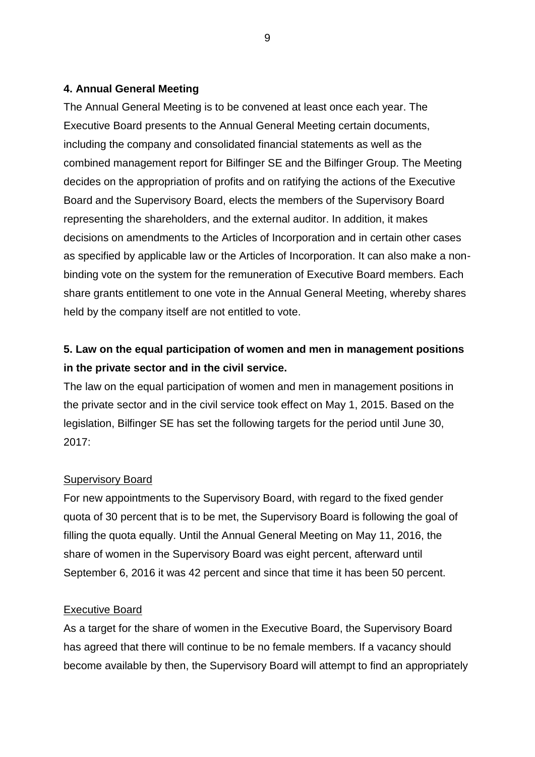**4. Annual General Meeting**

The Annual General Meeting is to be convened at least once each year. The Executive Board presents to the Annual General Meeting certain documents, including the company and consolidated financial statements as well as the combined management report for Bilfinger SE and the Bilfinger Group. The Meeting decides on the appropriation of profits and on ratifying the actions of the Executive Board and the Supervisory Board, elects the members of the Supervisory Board representing the shareholders, and the external auditor. In addition, it makes decisions on amendments to the Articles of Incorporation and in certain other cases as specified by applicable law or the Articles of Incorporation. It can also make a non-binding vote on the system for the remuneration of Executive Board members. Each share grants entitlement to one vote in the Annual General Meeting, whereby shares held by the company itself are not entitled to vote.

**5. Law on the equal participation of women and men in management positions in the private sector and in the civil service.**

The law on the equal participation of women and men in management positions in the private sector and in the civil service took effect on May 1, 2015. Based on the legislation, Bilfinger SE has set the following targets for the period until June 30, 2017:

<u>Supervisory Board</u>

For new appointments to the Supervisory Board, with regard to the fixed gender quota of 30 percent that is to be met, the Supervisory Board is following the goal of filling the quota equally. Until the Annual General Meeting on May 11, 2016, the share of women in the Supervisory Board was eight percent, afterward until September 6, 2016 it was 42 percent and since that time it has been 50 percent.

<u>Executive Board</u>

As a target for the share of women in the Executive Board, the Supervisory Board has agreed that there will continue to be no female members. If a vacancy should become available by then, the Supervisory Board will attempt to find an appropriately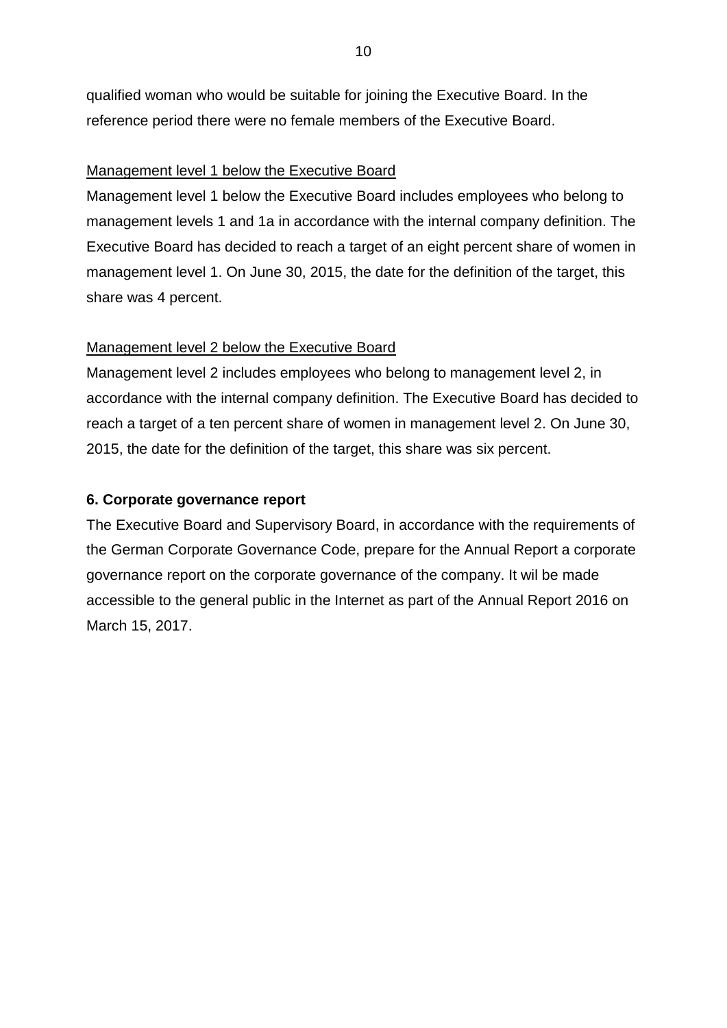qualified woman who would be suitable for joining the Executive Board. In the reference period there were no female members of the Executive Board.

Management level 1 below the Executive Board

Management level 1 below the Executive Board includes employees who belong to management levels 1 and 1a in accordance with the internal company definition. The Executive Board has decided to reach a target of an eight percent share of women in management level 1. On June 30, 2015, the date for the definition of the target, this share was 4 percent.

Management level 2 below the Executive Board

Management level 2 includes employees who belong to management level 2, in accordance with the internal company definition. The Executive Board has decided to reach a target of a ten percent share of women in management level 2. On June 30, 2015, the date for the definition of the target, this share was six percent.

**6. Corporate governance report**

The Executive Board and Supervisory Board, in accordance with the requirements of the German Corporate Governance Code, prepare for the Annual Report a corporate governance report on the corporate governance of the company. It wil be made accessible to the general public in the Internet as part of the Annual Report 2016 on March 15, 2017.